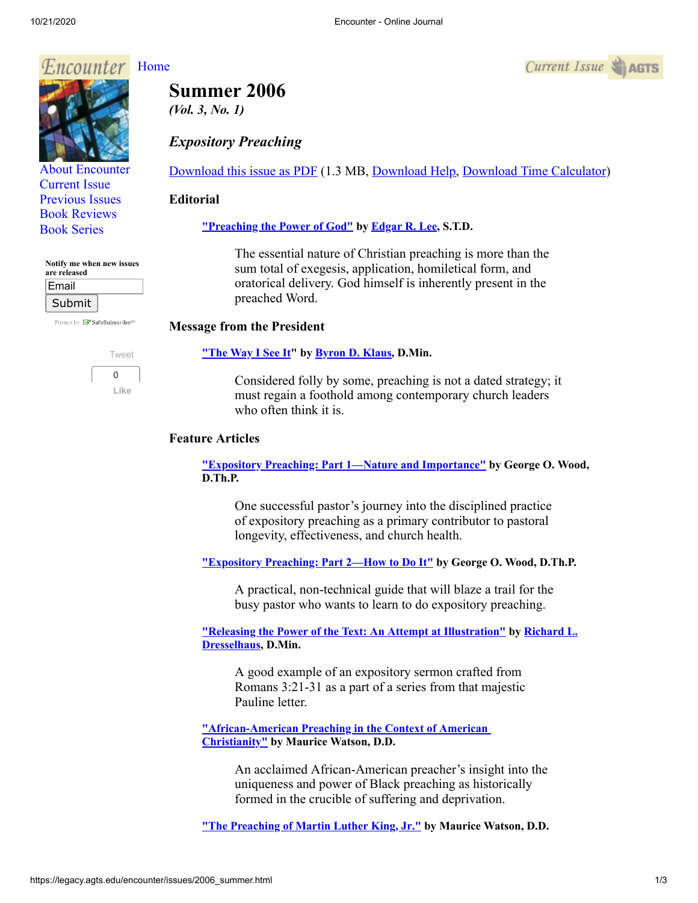Home

About Encounter
Current Issue
Previous Issues
Book Reviews
Book Series

Notify me when new issues are released

# Summer 2006

*(Vol. 3, No. 1)*

## *Expository Preaching*

Download this issue as PDF (1.3 MB, Download Help, Download Time Calculator)

### Editorial

**"Preaching the Power of God" by Edgar R. Lee, S.T.D.**

> The essential nature of Christian preaching is more than the sum total of exegesis, application, homiletical form, and oratorical delivery. God himself is inherently present in the preached Word.

### Message from the President

**"The Way I See It" by Byron D. Klaus, D.Min.**

> Considered folly by some, preaching is not a dated strategy; it must regain a foothold among contemporary church leaders who often think it is.

### Feature Articles

**"Expository Preaching: Part 1—Nature and Importance" by George O. Wood, D.Th.P.**

> One successful pastor's journey into the disciplined practice of expository preaching as a primary contributor to pastoral longevity, effectiveness, and church health.

**"Expository Preaching: Part 2—How to Do It" by George O. Wood, D.Th.P.**

> A practical, non-technical guide that will blaze a trail for the busy pastor who wants to learn to do expository preaching.

**"Releasing the Power of the Text: An Attempt at Illustration" by Richard L. Dresselhaus, D.Min.**

> A good example of an expository sermon crafted from Romans 3:21-31 as a part of a series from that majestic Pauline letter.

**"African-American Preaching in the Context of American Christianity" by Maurice Watson, D.D.**

> An acclaimed African-American preacher's insight into the uniqueness and power of Black preaching as historically formed in the crucible of suffering and deprivation.

**"The Preaching of Martin Luther King, Jr." by Maurice Watson, D.D.**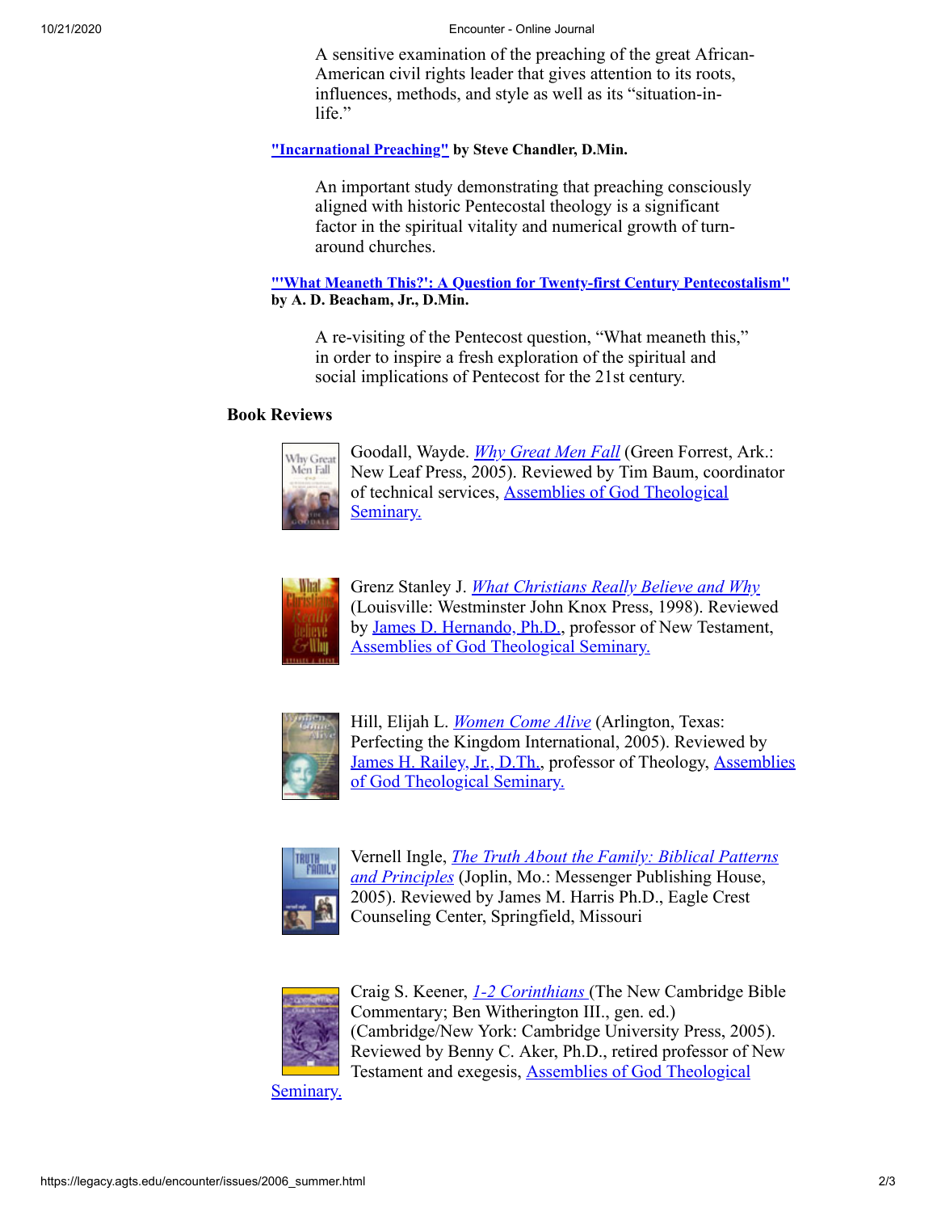A sensitive examination of the preaching of the great African-American civil rights leader that gives attention to its roots, influences, methods, and style as well as its "situation-in-life."

**"Incarnational Preaching" by Steve Chandler, D.Min.**

An important study demonstrating that preaching consciously aligned with historic Pentecostal theology is a significant factor in the spiritual vitality and numerical growth of turn-around churches.

**"'What Meaneth This?': A Question for Twenty-first Century Pentecostalism" by A. D. Beacham, Jr., D.Min.**

A re-visiting of the Pentecost question, "What meaneth this," in order to inspire a fresh exploration of the spiritual and social implications of Pentecost for the 21st century.

### Book Reviews

Goodall, Wayde. *Why Great Men Fall* (Green Forrest, Ark.: New Leaf Press, 2005). Reviewed by Tim Baum, coordinator of technical services, Assemblies of God Theological Seminary.

Grenz Stanley J. *What Christians Really Believe and Why* (Louisville: Westminster John Knox Press, 1998). Reviewed by James D. Hernando, Ph.D., professor of New Testament, Assemblies of God Theological Seminary.

Hill, Elijah L. *Women Come Alive* (Arlington, Texas: Perfecting the Kingdom International, 2005). Reviewed by James H. Railey, Jr., D.Th., professor of Theology, Assemblies of God Theological Seminary.

Vernell Ingle, *The Truth About the Family: Biblical Patterns and Principles* (Joplin, Mo.: Messenger Publishing House, 2005). Reviewed by James M. Harris Ph.D., Eagle Crest Counseling Center, Springfield, Missouri

Craig S. Keener, *1-2 Corinthians* (The New Cambridge Bible Commentary; Ben Witherington III., gen. ed.) (Cambridge/New York: Cambridge University Press, 2005). Reviewed by Benny C. Aker, Ph.D., retired professor of New Testament and exegesis, Assemblies of God Theological Seminary.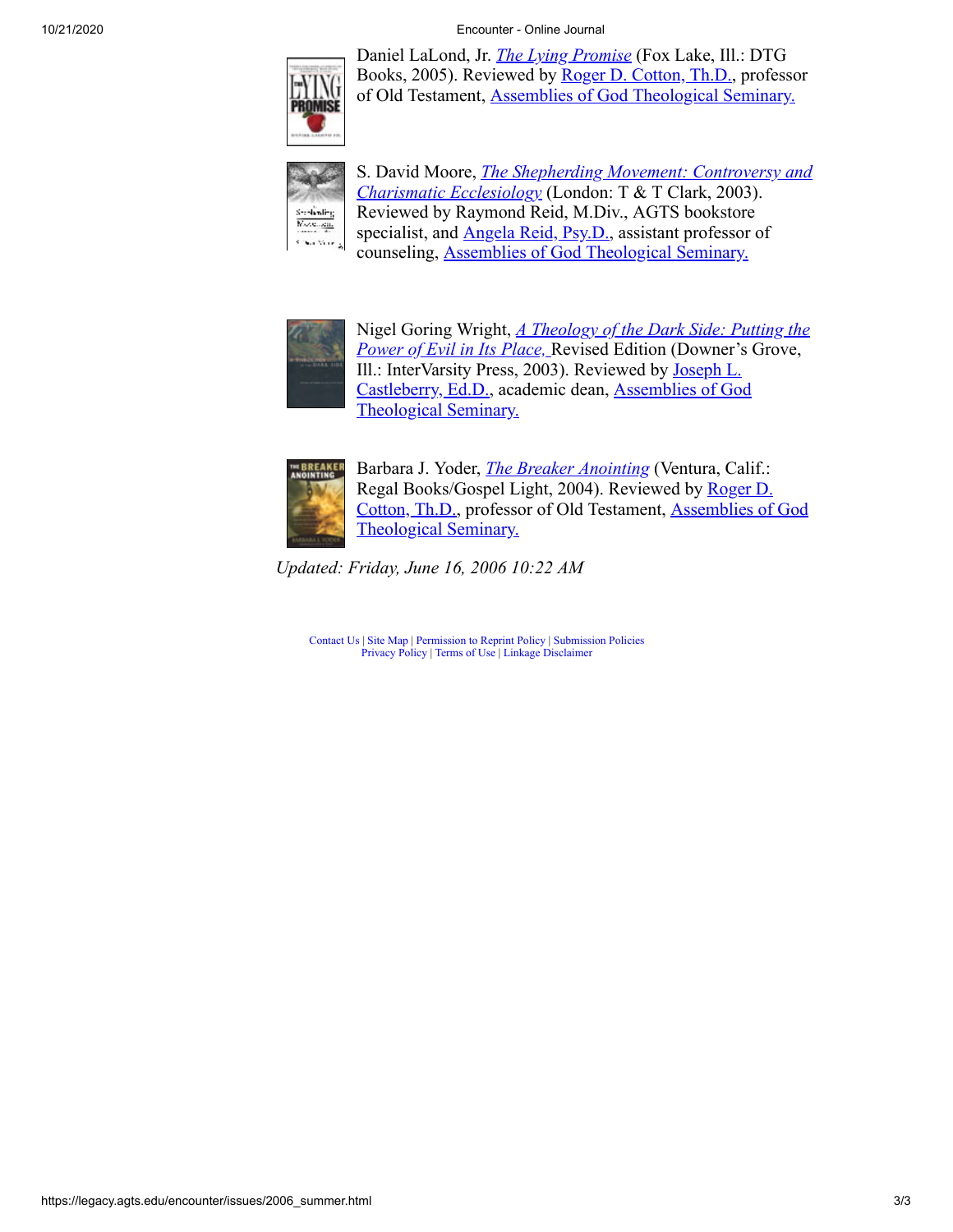Daniel LaLond, Jr. *The Lying Promise* (Fox Lake, Ill.: DTG Books, 2005). Reviewed by Roger D. Cotton, Th.D., professor of Old Testament, Assemblies of God Theological Seminary.

S. David Moore, *The Shepherding Movement: Controversy and Charismatic Ecclesiology* (London: T & T Clark, 2003). Reviewed by Raymond Reid, M.Div., AGTS bookstore specialist, and Angela Reid, Psy.D., assistant professor of counseling, Assemblies of God Theological Seminary.

Nigel Goring Wright, *A Theology of the Dark Side: Putting the Power of Evil in Its Place,* Revised Edition (Downer's Grove, Ill.: InterVarsity Press, 2003). Reviewed by Joseph L. Castleberry, Ed.D., academic dean, Assemblies of God Theological Seminary.

Barbara J. Yoder, *The Breaker Anointing* (Ventura, Calif.: Regal Books/Gospel Light, 2004). Reviewed by Roger D. Cotton, Th.D., professor of Old Testament, Assemblies of God Theological Seminary.

*Updated: Friday, June 16, 2006 10:22 AM*

Contact Us | Site Map | Permission to Reprint Policy | Submission Policies
Privacy Policy | Terms of Use | Linkage Disclaimer